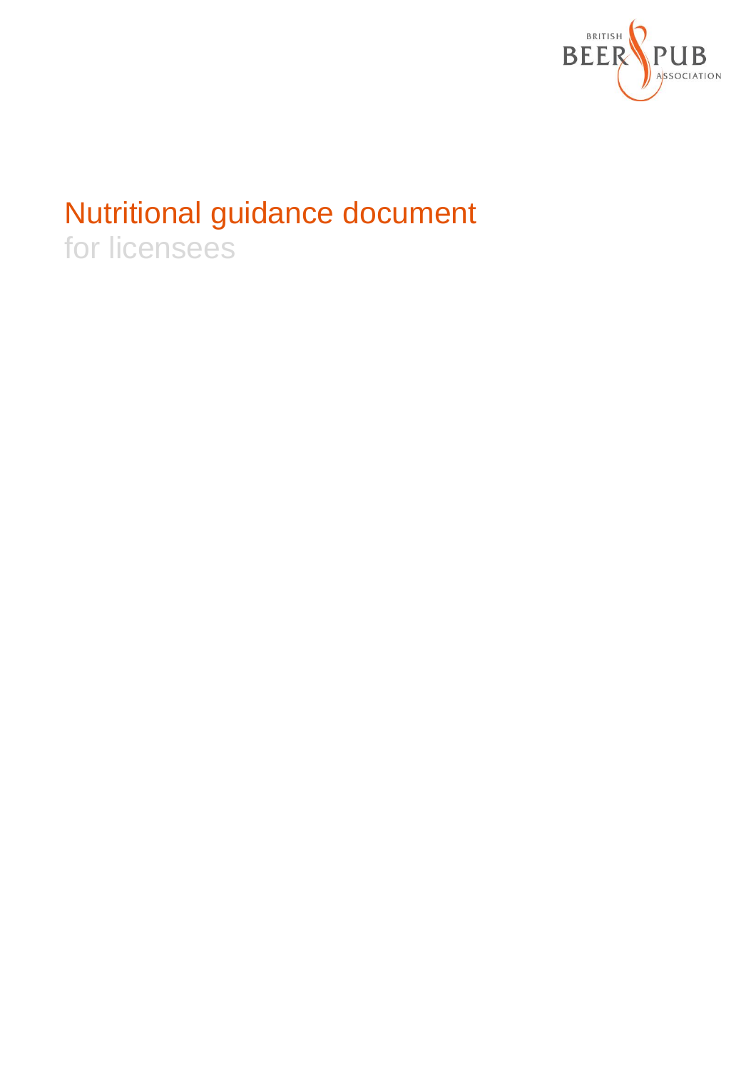BRITISH BEER & PUB ASSOCIATION

# Nutritional guidance document

for licensees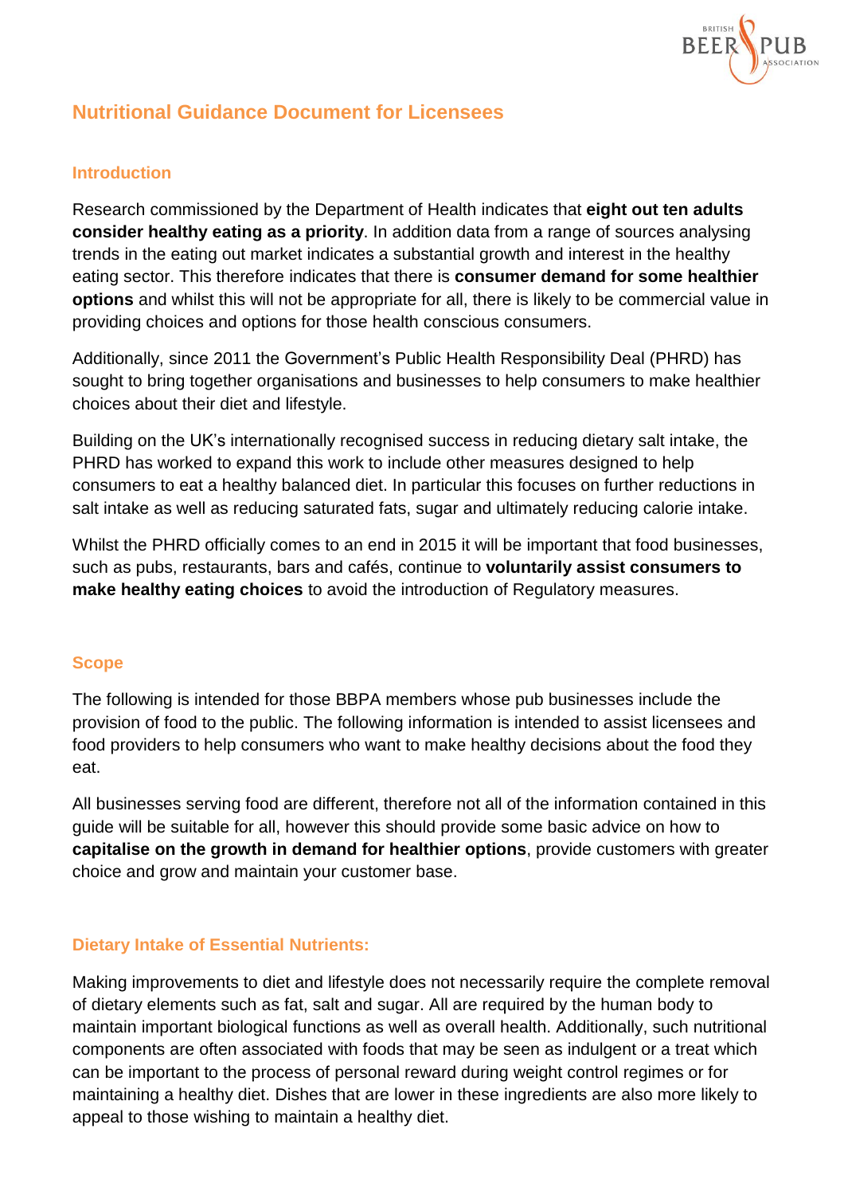# Nutritional Guidance Document for Licensees

## Introduction

Research commissioned by the Department of Health indicates that **eight out ten adults consider healthy eating as a priority**. In addition data from a range of sources analysing trends in the eating out market indicates a substantial growth and interest in the healthy eating sector. This therefore indicates that there is **consumer demand for some healthier options** and whilst this will not be appropriate for all, there is likely to be commercial value in providing choices and options for those health conscious consumers.

Additionally, since 2011 the Government's Public Health Responsibility Deal (PHRD) has sought to bring together organisations and businesses to help consumers to make healthier choices about their diet and lifestyle.

Building on the UK's internationally recognised success in reducing dietary salt intake, the PHRD has worked to expand this work to include other measures designed to help consumers to eat a healthy balanced diet. In particular this focuses on further reductions in salt intake as well as reducing saturated fats, sugar and ultimately reducing calorie intake.

Whilst the PHRD officially comes to an end in 2015 it will be important that food businesses, such as pubs, restaurants, bars and cafés, continue to **voluntarily assist consumers to make healthy eating choices** to avoid the introduction of Regulatory measures.

## Scope

The following is intended for those BBPA members whose pub businesses include the provision of food to the public. The following information is intended to assist licensees and food providers to help consumers who want to make healthy decisions about the food they eat.

All businesses serving food are different, therefore not all of the information contained in this guide will be suitable for all, however this should provide some basic advice on how to **capitalise on the growth in demand for healthier options**, provide customers with greater choice and grow and maintain your customer base.

## Dietary Intake of Essential Nutrients:

Making improvements to diet and lifestyle does not necessarily require the complete removal of dietary elements such as fat, salt and sugar. All are required by the human body to maintain important biological functions as well as overall health. Additionally, such nutritional components are often associated with foods that may be seen as indulgent or a treat which can be important to the process of personal reward during weight control regimes or for maintaining a healthy diet. Dishes that are lower in these ingredients are also more likely to appeal to those wishing to maintain a healthy diet.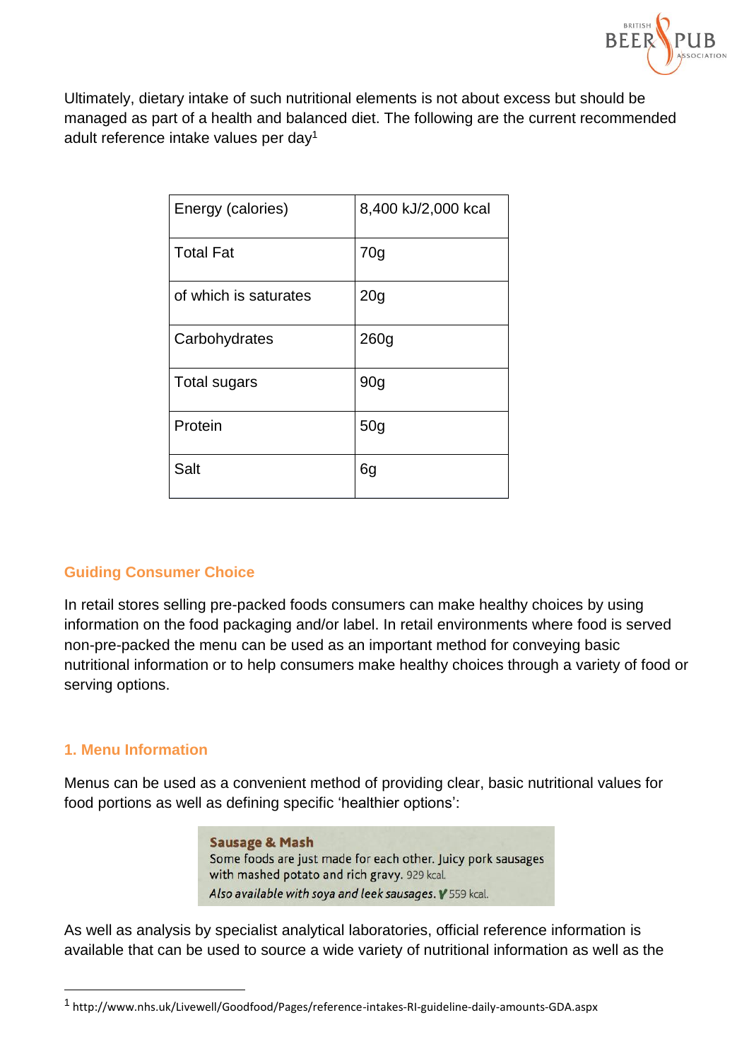Ultimately, dietary intake of such nutritional elements is not about excess but should be managed as part of a health and balanced diet. The following are the current recommended adult reference intake values per day[1]

| Energy (calories) | 8,400 kJ/2,000 kcal |
|---|---|
| Total Fat | 70g |
| of which is saturates | 20g |
| Carbohydrates | 260g |
| Total sugars | 90g |
| Protein | 50g |
| Salt | 6g |

## Guiding Consumer Choice

In retail stores selling pre-packed foods consumers can make healthy choices by using information on the food packaging and/or label. In retail environments where food is served non-pre-packed the menu can be used as an important method for conveying basic nutritional information or to help consumers make healthy choices through a variety of food or serving options.

### 1. Menu Information

Menus can be used as a convenient method of providing clear, basic nutritional values for food portions as well as defining specific 'healthier options':

> **Sausage & Mash**
> Some foods are just made for each other. Juicy pork sausages with mashed potato and rich gravy. 929 kcal.
> *Also available with soya and leek sausages.* V 559 kcal.

As well as analysis by specialist analytical laboratories, official reference information is available that can be used to source a wide variety of nutritional information as well as the

[1] http://www.nhs.uk/Livewell/Goodfood/Pages/reference-intakes-RI-guideline-daily-amounts-GDA.aspx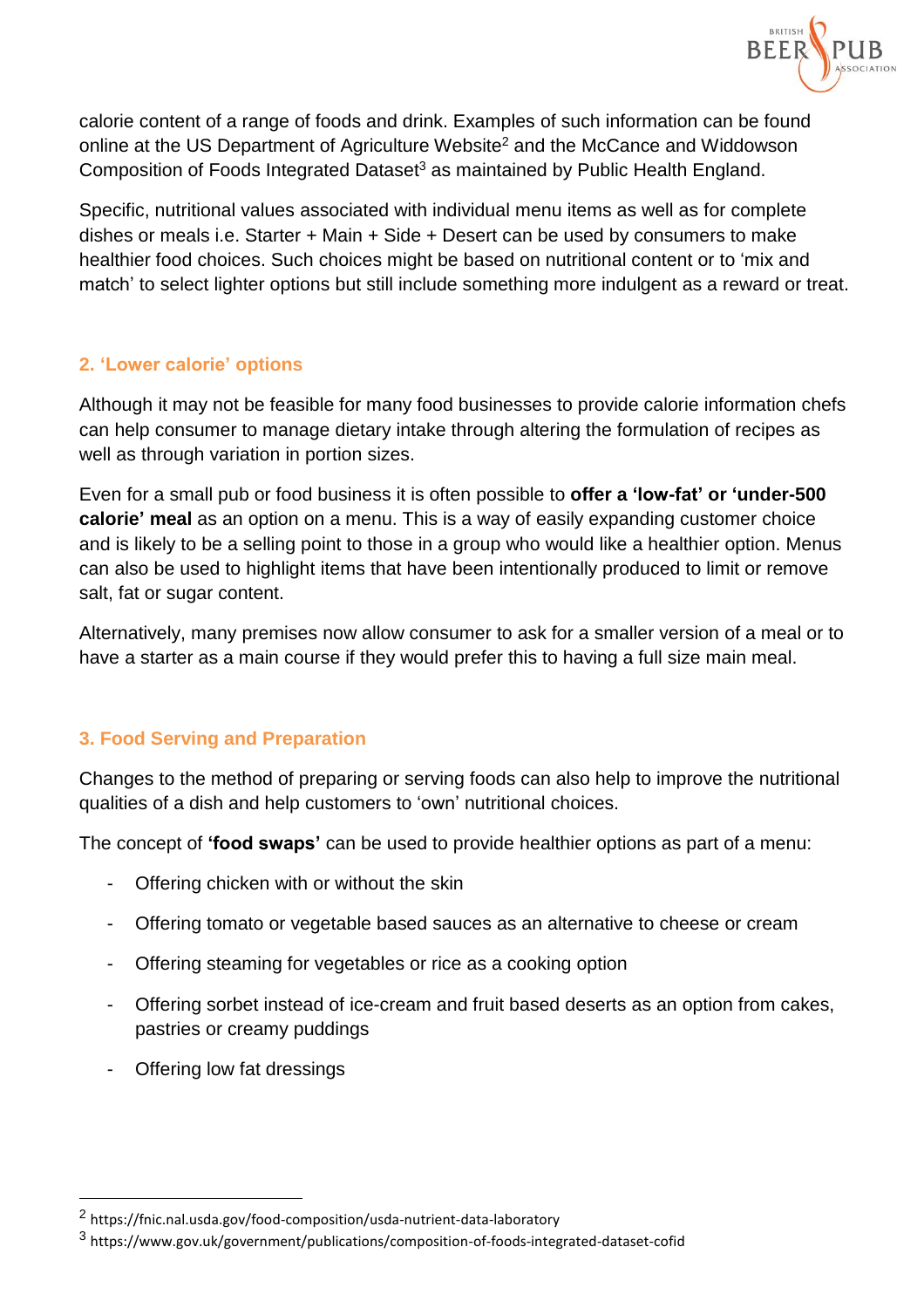calorie content of a range of foods and drink. Examples of such information can be found online at the US Department of Agriculture Website[2] and the McCance and Widdowson Composition of Foods Integrated Dataset[3] as maintained by Public Health England.

Specific, nutritional values associated with individual menu items as well as for complete dishes or meals i.e. Starter + Main + Side + Desert can be used by consumers to make healthier food choices. Such choices might be based on nutritional content or to 'mix and match' to select lighter options but still include something more indulgent as a reward or treat.

## 2. 'Lower calorie' options

Although it may not be feasible for many food businesses to provide calorie information chefs can help consumer to manage dietary intake through altering the formulation of recipes as well as through variation in portion sizes.

Even for a small pub or food business it is often possible to **offer a 'low-fat' or 'under-500 calorie' meal** as an option on a menu. This is a way of easily expanding customer choice and is likely to be a selling point to those in a group who would like a healthier option. Menus can also be used to highlight items that have been intentionally produced to limit or remove salt, fat or sugar content.

Alternatively, many premises now allow consumer to ask for a smaller version of a meal or to have a starter as a main course if they would prefer this to having a full size main meal.

## 3. Food Serving and Preparation

Changes to the method of preparing or serving foods can also help to improve the nutritional qualities of a dish and help customers to 'own' nutritional choices.

The concept of **'food swaps'** can be used to provide healthier options as part of a menu:

- Offering chicken with or without the skin
- Offering tomato or vegetable based sauces as an alternative to cheese or cream
- Offering steaming for vegetables or rice as a cooking option
- Offering sorbet instead of ice-cream and fruit based deserts as an option from cakes, pastries or creamy puddings
- Offering low fat dressings

---

[2] https://fnic.nal.usda.gov/food-composition/usda-nutrient-data-laboratory

[3] https://www.gov.uk/government/publications/composition-of-foods-integrated-dataset-cofid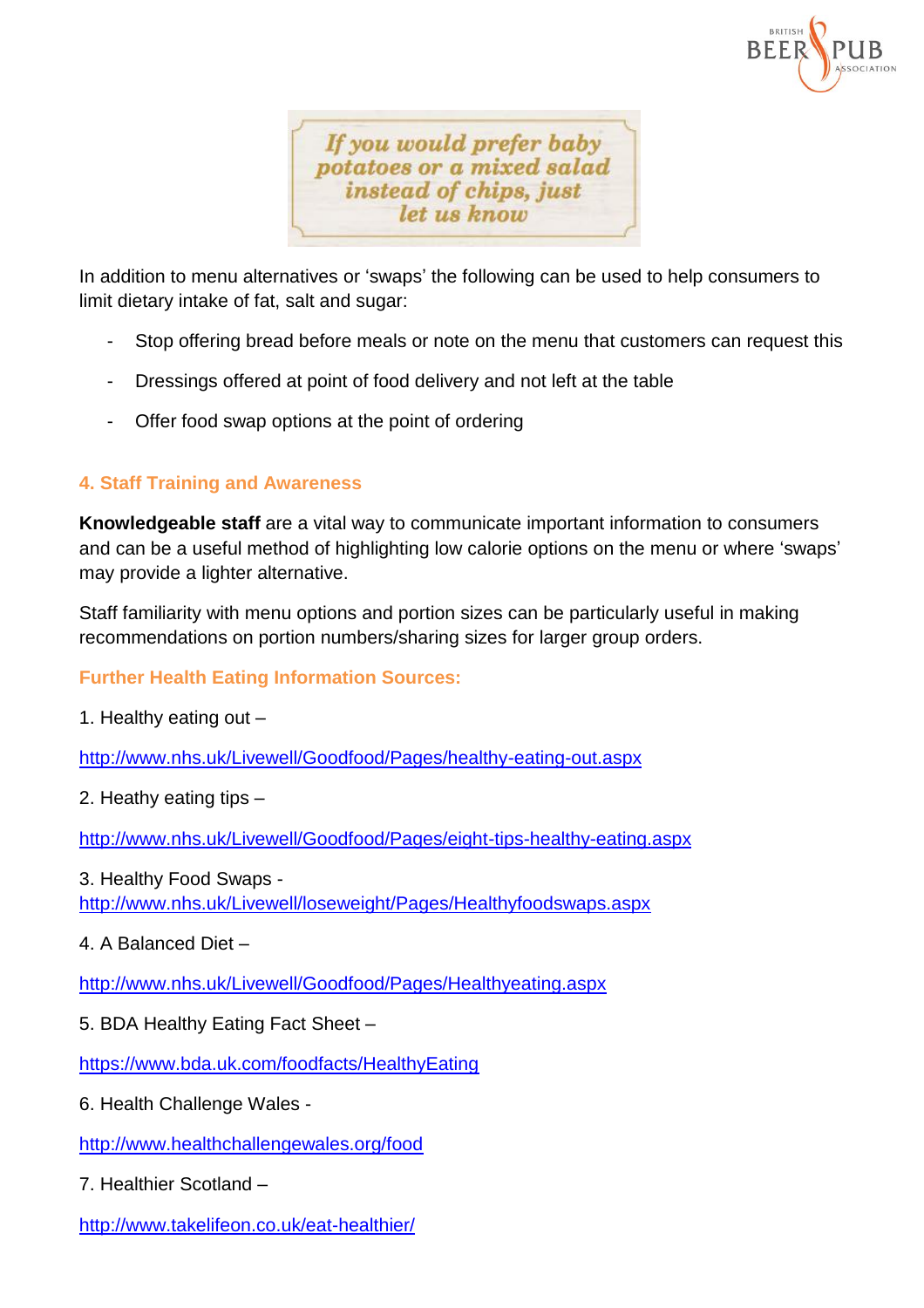If you would prefer baby potatoes or a mixed salad instead of chips, just let us know

In addition to menu alternatives or 'swaps' the following can be used to help consumers to limit dietary intake of fat, salt and sugar:

- Stop offering bread before meals or note on the menu that customers can request this
- Dressings offered at point of food delivery and not left at the table
- Offer food swap options at the point of ordering

## 4. Staff Training and Awareness

**Knowledgeable staff** are a vital way to communicate important information to consumers and can be a useful method of highlighting low calorie options on the menu or where 'swaps' may provide a lighter alternative.

Staff familiarity with menu options and portion sizes can be particularly useful in making recommendations on portion numbers/sharing sizes for larger group orders.

### Further Health Eating Information Sources:

1. Healthy eating out –

http://www.nhs.uk/Livewell/Goodfood/Pages/healthy-eating-out.aspx

2. Heathy eating tips –

http://www.nhs.uk/Livewell/Goodfood/Pages/eight-tips-healthy-eating.aspx

3. Healthy Food Swaps -
http://www.nhs.uk/Livewell/loseweight/Pages/Healthyfoodswaps.aspx

4. A Balanced Diet –

http://www.nhs.uk/Livewell/Goodfood/Pages/Healthyeating.aspx

5. BDA Healthy Eating Fact Sheet –

https://www.bda.uk.com/foodfacts/HealthyEating

6. Health Challenge Wales -

http://www.healthchallengewales.org/food

7. Healthier Scotland –

http://www.takelifeon.co.uk/eat-healthier/